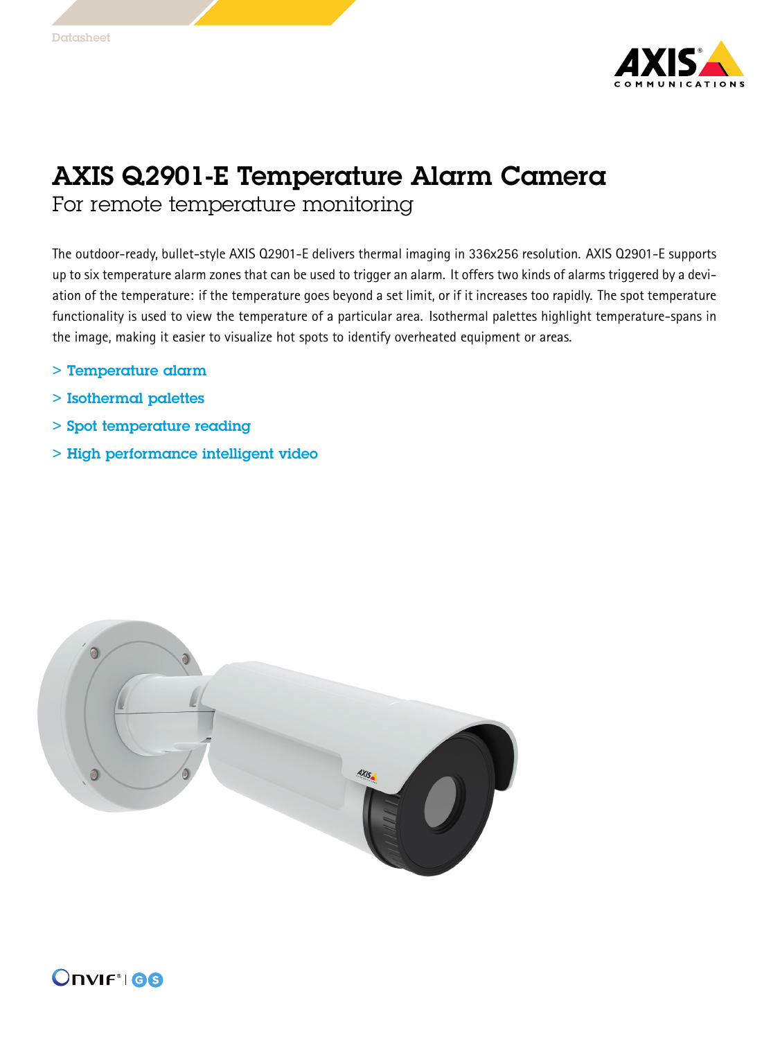Datasheet

# AXIS Q2901-E Temperature Alarm Camera

## For remote temperature monitoring

The outdoor-ready, bullet-style AXIS Q2901-E delivers thermal imaging in 336x256 resolution. AXIS Q2901-E supports up to six temperature alarm zones that can be used to trigger an alarm. It offers two kinds of alarms triggered by a deviation of the temperature: if the temperature goes beyond a set limit, or if it increases too rapidly. The spot temperature functionality is used to view the temperature of a particular area. Isothermal palettes highlight temperature-spans in the image, making it easier to visualize hot spots to identify overheated equipment or areas.

> Temperature alarm

> Isothermal palettes

> Spot temperature reading

> High performance intelligent video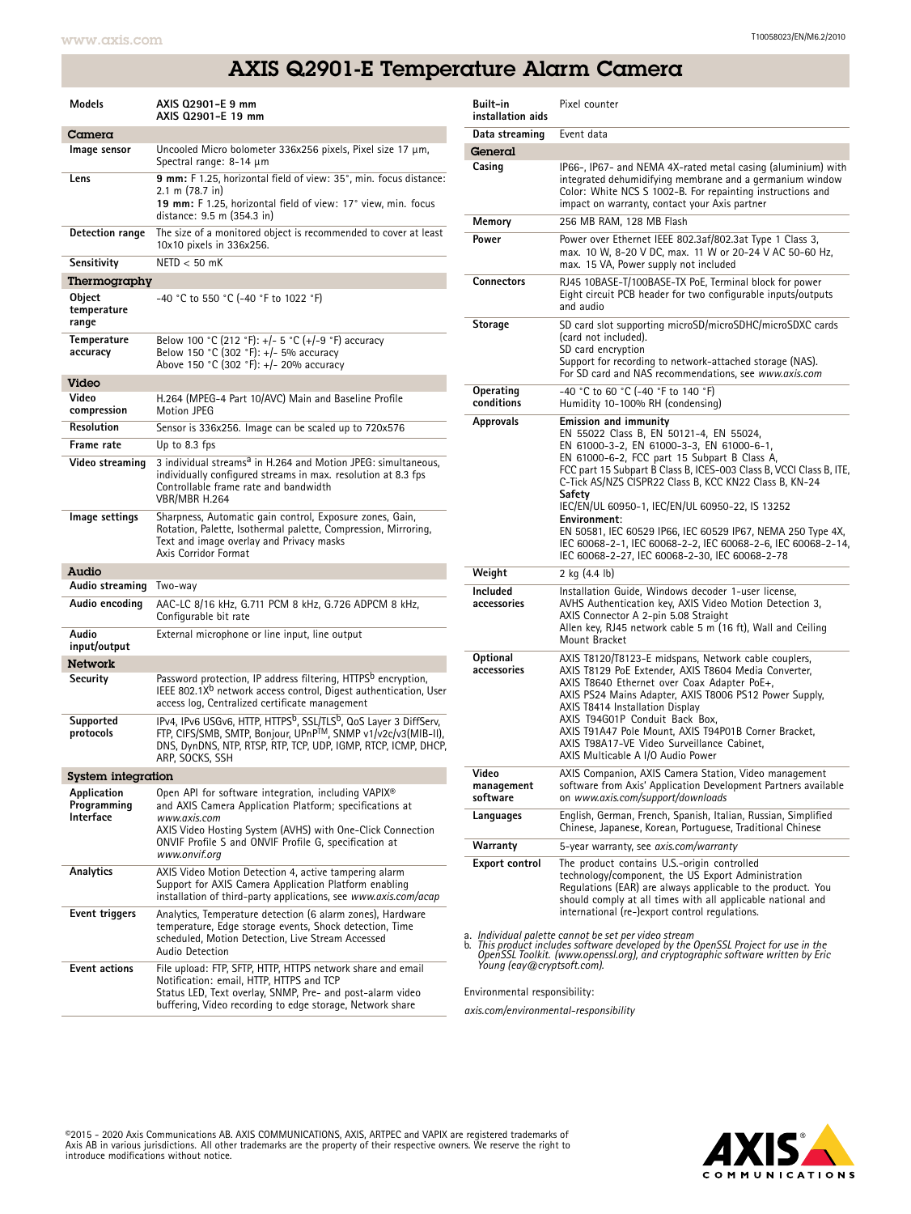# AXIS Q2901-E Temperature Alarm Camera

| | |
|---|---|
| **Models** | **AXIS Q2901-E 9 mm**<br>**AXIS Q2901-E 19 mm** |

## Camera

| | |
|---|---|
| **Image sensor** | Uncooled Micro bolometer 336x256 pixels, Pixel size 17 µm, Spectral range: 8-14 µm |
| **Lens** | **9 mm:** F 1.25, horizontal field of view: 35°, min. focus distance: 2.1 m (78.7 in)<br>**19 mm:** F 1.25, horizontal field of view: 17° view, min. focus distance: 9.5 m (354.3 in) |
| **Detection range** | The size of a monitored object is recommended to cover at least 10x10 pixels in 336x256. |
| **Sensitivity** | NETD < 50 mK |

## Thermography

| | |
|---|---|
| **Object temperature range** | -40 °C to 550 °C (-40 °F to 1022 °F) |
| **Temperature accuracy** | Below 100 °C (212 °F): +/- 5 °C (+/-9 °F) accuracy<br>Below 150 °C (302 °F): +/- 5% accuracy<br>Above 150 °C (302 °F): +/- 20% accuracy |

## Video

| | |
|---|---|
| **Video compression** | H.264 (MPEG-4 Part 10/AVC) Main and Baseline Profile<br>Motion JPEG |
| **Resolution** | Sensor is 336x256. Image can be scaled up to 720x576 |
| **Frame rate** | Up to 8.3 fps |
| **Video streaming** | 3 individual streams[a] in H.264 and Motion JPEG: simultaneous, individually configured streams in max. resolution at 8.3 fps<br>Controllable frame rate and bandwidth<br>VBR/MBR H.264 |
| **Image settings** | Sharpness, Automatic gain control, Exposure zones, Gain, Rotation, Palette, Isothermal palette, Compression, Mirroring, Text and image overlay and Privacy masks<br>Axis Corridor Format |

## Audio

| | |
|---|---|
| **Audio streaming** | Two-way |
| **Audio encoding** | AAC-LC 8/16 kHz, G.711 PCM 8 kHz, G.726 ADPCM 8 kHz, Configurable bit rate |
| **Audio input/output** | External microphone or line input, line output |

## Network

| | |
|---|---|
| **Security** | Password protection, IP address filtering, HTTPS[b] encryption, IEEE 802.1X[b] network access control, Digest authentication, User access log, Centralized certificate management |
| **Supported protocols** | IPv4, IPv6 USGv6, HTTP, HTTPS[b], SSL/TLS[b], QoS Layer 3 DiffServ, FTP, CIFS/SMB, SMTP, Bonjour, UPnP™, SNMP v1/v2c/v3(MIB-II), DNS, DynDNS, NTP, RTSP, RTP, TCP, UDP, IGMP, RTCP, ICMP, DHCP, ARP, SOCKS, SSH |

## System integration

| | |
|---|---|
| **Application Programming Interface** | Open API for software integration, including VAPIX® and AXIS Camera Application Platform; specifications at *www.axis.com*<br>AXIS Video Hosting System (AVHS) with One-Click Connection<br>ONVIF Profile S and ONVIF Profile G, specification at *www.onvif.org* |
| **Analytics** | AXIS Video Motion Detection 4, active tampering alarm<br>Support for AXIS Camera Application Platform enabling installation of third-party applications, see *www.axis.com/acap* |
| **Event triggers** | Analytics, Temperature detection (6 alarm zones), Hardware temperature, Edge storage events, Shock detection, Time scheduled, Motion Detection, Live Stream Accessed<br>Audio Detection |
| **Event actions** | File upload: FTP, SFTP, HTTP, HTTPS network share and email<br>Notification: email, HTTP, HTTPS and TCP<br>Status LED, Text overlay, SNMP, Pre- and post-alarm video buffering, Video recording to edge storage, Network share |
| **Built-in installation aids** | Pixel counter |
| **Data streaming** | Event data |

## General

| | |
|---|---|
| **Casing** | IP66-, IP67- and NEMA 4X-rated metal casing (aluminium) with integrated dehumidifying membrane and a germanium window<br>Color: White NCS S 1002-B. For repainting instructions and impact on warranty, contact your Axis partner |
| **Memory** | 256 MB RAM, 128 MB Flash |
| **Power** | Power over Ethernet IEEE 802.3af/802.3at Type 1 Class 3, max. 10 W, 8-20 V DC, max. 11 W or 20-24 V AC 50-60 Hz, max. 15 VA, Power supply not included |
| **Connectors** | RJ45 10BASE-T/100BASE-TX PoE, Terminal block for power<br>Eight circuit PCB header for two configurable inputs/outputs and audio |
| **Storage** | SD card slot supporting microSD/microSDHC/microSDXC cards (card not included).<br>SD card encryption<br>Support for recording to network-attached storage (NAS).<br>For SD card and NAS recommendations, see *www.axis.com* |
| **Operating conditions** | -40 °C to 60 °C (-40 °F to 140 °F)<br>Humidity 10-100% RH (condensing) |
| **Approvals** | **Emission and immunity**<br>EN 55022 Class B, EN 50121-4, EN 55024, EN 61000-3-2, EN 61000-3-3, EN 61000-6-1, EN 61000-6-2, FCC part 15 Subpart B Class A, FCC part 15 Subpart B Class B, ICES-003 Class B, VCCI Class B, ITE, C-Tick AS/NZS CISPR22 Class B, KCC KN22 Class B, KN-24<br>**Safety**<br>IEC/EN/UL 60950-1, IEC/EN/UL 60950-22, IS 13252<br>**Environment**:<br>EN 50581, IEC 60529 IP66, IEC 60529 IP67, NEMA 250 Type 4X, IEC 60068-2-1, IEC 60068-2-2, IEC 60068-2-6, IEC 60068-2-14, IEC 60068-2-27, IEC 60068-2-30, IEC 60068-2-78 |
| **Weight** | 2 kg (4.4 lb) |
| **Included accessories** | Installation Guide, Windows decoder 1-user license, AVHS Authentication key, AXIS Video Motion Detection 3, AXIS Connector A 2-pin 5.08 Straight<br>Allen key, RJ45 network cable 5 m (16 ft), Wall and Ceiling Mount Bracket |
| **Optional accessories** | AXIS T8120/T8123-E midspans, Network cable couplers, AXIS T8129 PoE Extender, AXIS T8604 Media Converter, AXIS T8640 Ethernet over Coax Adapter PoE+, AXIS PS24 Mains Adapter, AXIS T8006 PS12 Power Supply, AXIS T8414 Installation Display<br>AXIS T94G01P Conduit Back Box,<br>AXIS T91A47 Pole Mount, AXIS T94P01B Corner Bracket, AXIS T98A17-VE Video Surveillance Cabinet,<br>AXIS Multicable A I/O Audio Power |
| **Video management software** | AXIS Companion, AXIS Camera Station, Video management software from Axis' Application Development Partners available on *www.axis.com/support/downloads* |
| **Languages** | English, German, French, Spanish, Italian, Russian, Simplified Chinese, Japanese, Korean, Portuguese, Traditional Chinese |
| **Warranty** | 5-year warranty, see *axis.com/warranty* |
| **Export control** | The product contains U.S.-origin controlled technology/component, the US Export Administration Regulations (EAR) are always applicable to the product. You should comply at all times with all applicable national and international (re-)export control regulations. |

a. *Individual palette cannot be set per video stream*
b. *This product includes software developed by the OpenSSL Project for use in the OpenSSL Toolkit. (www.openssl.org), and cryptographic software written by Eric Young (eay@cryptsoft.com).*

Environmental responsibility:

*axis.com/environmental-responsibility*

©2015 - 2020 Axis Communications AB. AXIS COMMUNICATIONS, AXIS, ARTPEC and VAPIX are registered trademarks of Axis AB in various jurisdictions. All other trademarks are the property of their respective owners. We reserve the right to introduce modifications without notice.